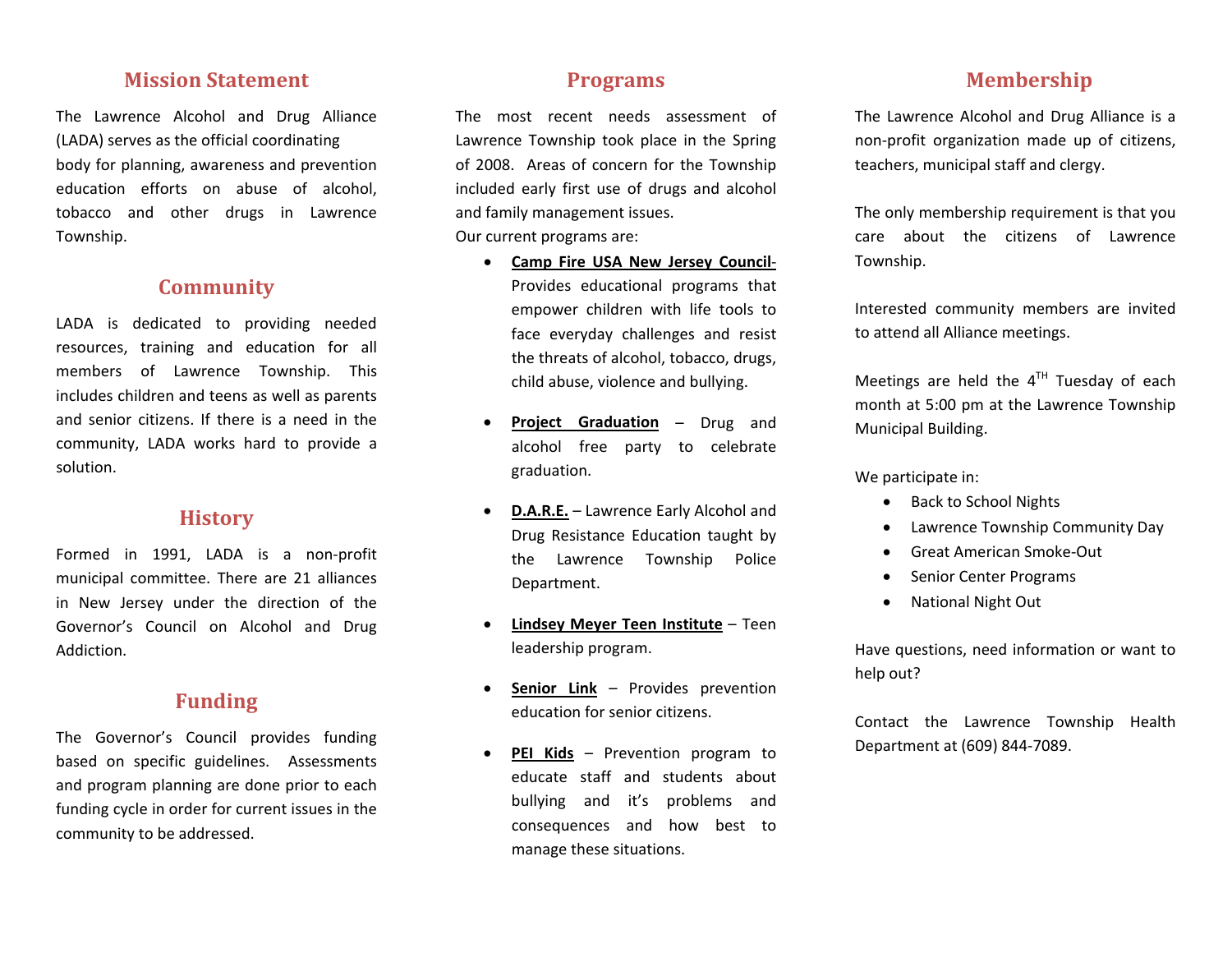## Mission Statement

The Lawrence Alcohol and Drug Alliance (LADA) serves as the official coordinating body for planning, awareness and prevention education efforts on abuse of alcohol, tobacco and other drugs in Lawrence Township.

## Community

LADA is dedicated to providing needed resources, training and education for all members of Lawrence Township. This includes children and teens as well as parents and senior citizens. If there is a need in the community, LADA works hard to provide a solution.

## History

Formed in 1991, LADA is a non-profit municipal committee. There are 21 alliances in New Jersey under the direction of the Governor's Council on Alcohol and Drug Addiction.

## Funding

The Governor's Council provides funding based on specific guidelines. Assessments and program planning are done prior to each funding cycle in order for current issues in the community to be addressed.

## Programs

The most recent needs assessment of Lawrence Township took place in the Spring of 2008. Areas of concern for the Township included early first use of drugs and alcohol and family management issues.
Our current programs are:

- **Camp Fire USA New Jersey Council**- Provides educational programs that empower children with life tools to face everyday challenges and resist the threats of alcohol, tobacco, drugs, child abuse, violence and bullying.
- **Project Graduation** – Drug and alcohol free party to celebrate graduation.
- **D.A.R.E.** – Lawrence Early Alcohol and Drug Resistance Education taught by the Lawrence Township Police Department.
- **Lindsey Meyer Teen Institute** – Teen leadership program.
- **Senior Link** – Provides prevention education for senior citizens.
- **PEI Kids** – Prevention program to educate staff and students about bullying and it's problems and consequences and how best to manage these situations.

## Membership

The Lawrence Alcohol and Drug Alliance is a non-profit organization made up of citizens, teachers, municipal staff and clergy.

The only membership requirement is that you care about the citizens of Lawrence Township.

Interested community members are invited to attend all Alliance meetings.

Meetings are held the 4TH Tuesday of each month at 5:00 pm at the Lawrence Township Municipal Building.

We participate in:

- Back to School Nights
- Lawrence Township Community Day
- Great American Smoke-Out
- Senior Center Programs
- National Night Out

Have questions, need information or want to help out?

Contact the Lawrence Township Health Department at (609) 844-7089.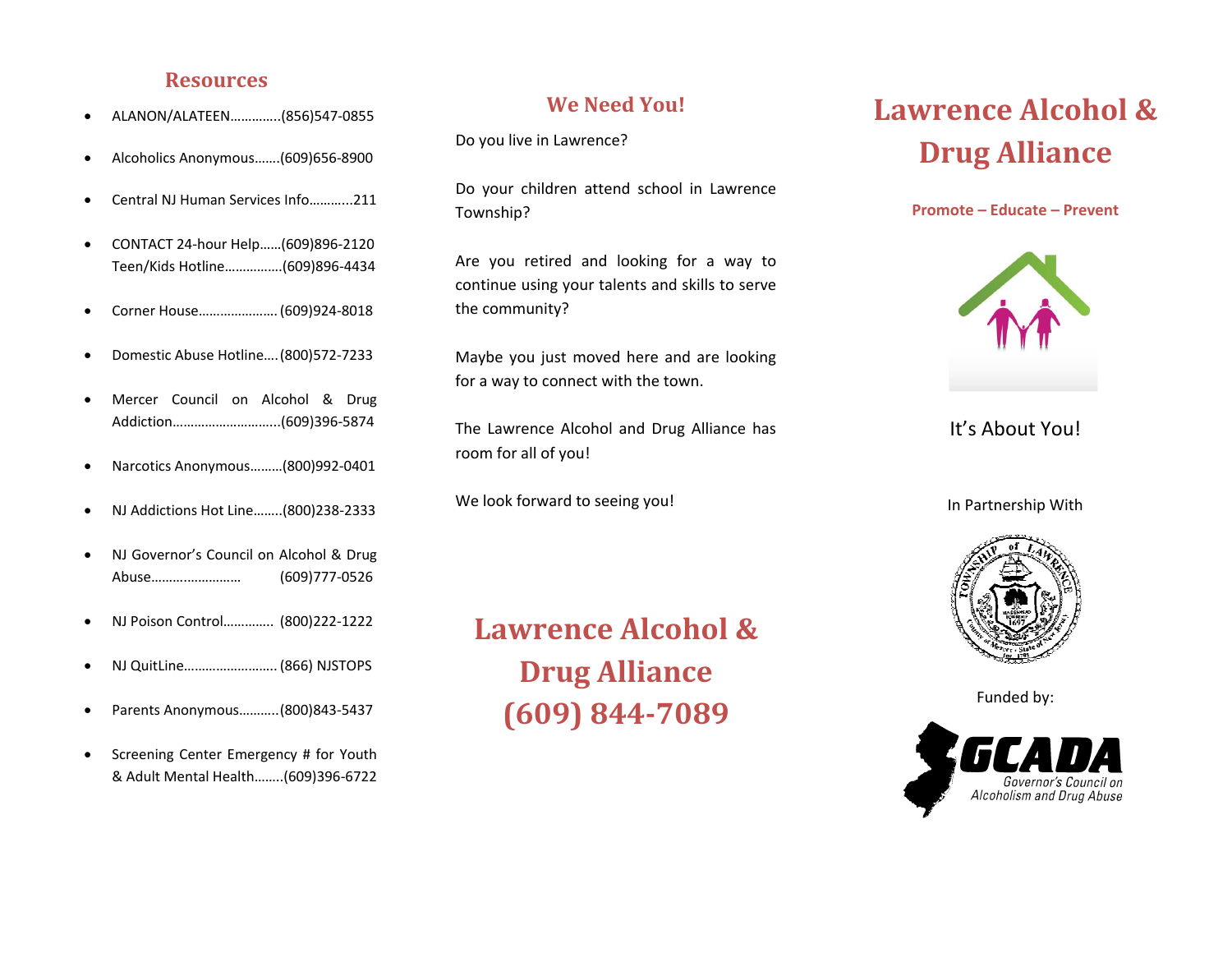## Resources

- ALANON/ALATEEN…………..(856)547-0855
- Alcoholics Anonymous…….(609)656-8900
- Central NJ Human Services Info…………211
- CONTACT 24-hour Help……(609)896-2120
  Teen/Kids Hotline…………….(609)896-4434
- Corner House…………………. (609)924-8018
- Domestic Abuse Hotline….(800)572-7233
- Mercer Council on Alcohol & Drug Addiction………………………..(609)396-5874
- Narcotics Anonymous………(800)992-0401
- NJ Addictions Hot Line……..(800)238-2333
- NJ Governor's Council on Alcohol & Drug Abuse…………………… (609)777-0526
- NJ Poison Control…………. (800)222-1222
- NJ QuitLine……………………. (866) NJSTOPS
- Parents Anonymous………..(800)843-5437
- Screening Center Emergency # for Youth & Adult Mental Health……..(609)396-6722

## We Need You!

Do you live in Lawrence?

Do your children attend school in Lawrence Township?

Are you retired and looking for a way to continue using your talents and skills to serve the community?

Maybe you just moved here and are looking for a way to connect with the town.

The Lawrence Alcohol and Drug Alliance has room for all of you!

We look forward to seeing you!

## Lawrence Alcohol & Drug Alliance (609) 844-7089

# Lawrence Alcohol & Drug Alliance

**Promote – Educate – Prevent**

It's About You!

In Partnership With

TOWNSHIP of LAWRENCE

Funded by:

GCADA Governor's Council on Alcoholism and Drug Abuse